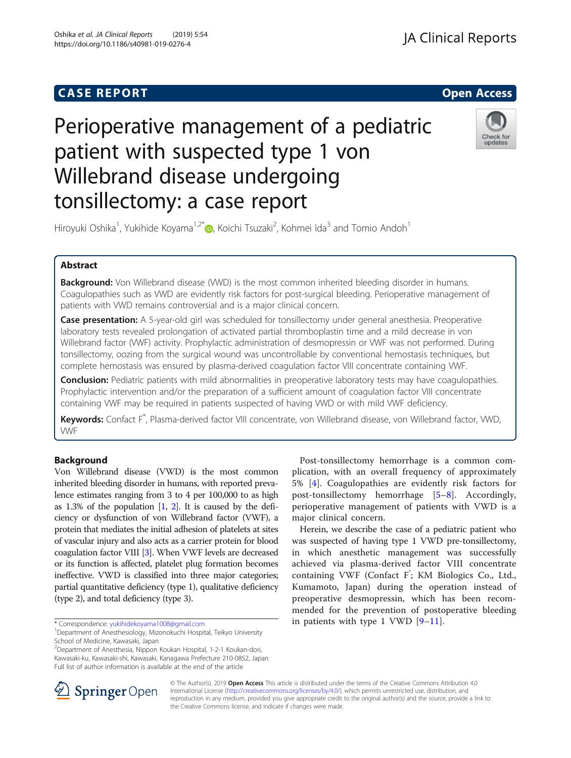CASE REPORT

Open Access

# Perioperative management of a pediatric patient with suspected type 1 von Willebrand disease undergoing tonsillectomy: a case report

Hiroyuki Oshika[1], Yukihide Koyama[1,2*], Koichi Tsuzaki[2], Kohmei Ida[3] and Tomio Andoh[1]

## Abstract

**Background:** Von Willebrand disease (VWD) is the most common inherited bleeding disorder in humans. Coagulopathies such as VWD are evidently risk factors for post-surgical bleeding. Perioperative management of patients with VWD remains controversial and is a major clinical concern.

**Case presentation:** A 5-year-old girl was scheduled for tonsillectomy under general anesthesia. Preoperative laboratory tests revealed prolongation of activated partial thromboplastin time and a mild decrease in von Willebrand factor (VWF) activity. Prophylactic administration of desmopressin or VWF was not performed. During tonsillectomy, oozing from the surgical wound was uncontrollable by conventional hemostasis techniques, but complete hemostasis was ensured by plasma-derived coagulation factor VIII concentrate containing VWF.

**Conclusion:** Pediatric patients with mild abnormalities in preoperative laboratory tests may have coagulopathies. Prophylactic intervention and/or the preparation of a sufficient amount of coagulation factor VIII concentrate containing VWF may be required in patients suspected of having VWD or with mild VWF deficiency.

**Keywords:** Confact F®, Plasma-derived factor VIII concentrate, von Willebrand disease, von Willebrand factor, VWD, VWF

## Background

Von Willebrand disease (VWD) is the most common inherited bleeding disorder in humans, with reported prevalence estimates ranging from 3 to 4 per 100,000 to as high as 1.3% of the population [1, 2]. It is caused by the deficiency or dysfunction of von Willebrand factor (VWF), a protein that mediates the initial adhesion of platelets at sites of vascular injury and also acts as a carrier protein for blood coagulation factor VIII [3]. When VWF levels are decreased or its function is affected, platelet plug formation becomes ineffective. VWD is classified into three major categories; partial quantitative deficiency (type 1), qualitative deficiency (type 2), and total deficiency (type 3).

Post-tonsillectomy hemorrhage is a common complication, with an overall frequency of approximately 5% [4]. Coagulopathies are evidently risk factors for post-tonsillectomy hemorrhage [5–8]. Accordingly, perioperative management of patients with VWD is a major clinical concern.

Herein, we describe the case of a pediatric patient who was suspected of having type 1 VWD pre-tonsillectomy, in which anesthetic management was successfully achieved via plasma-derived factor VIII concentrate containing VWF (Confact F®; KM Biologics Co., Ltd., Kumamoto, Japan) during the operation instead of preoperative desmopressin, which has been recommended for the prevention of postoperative bleeding in patients with type 1 VWD [9–11].

\* Correspondence: yukihidekoyama1008@gmail.com
[1]Department of Anesthesiology, Mizonokuchi Hospital, Teikyo University School of Medicine, Kawasaki, Japan
[2]Department of Anesthesia, Nippon Koukan Hospital, 1-2-1 Koukan-dori, Kawasaki-ku, Kawasaki-shi, Kawasaki, Kanagawa Prefecture 210-0852, Japan
Full list of author information is available at the end of the article

© The Author(s). 2019 **Open Access** This article is distributed under the terms of the Creative Commons Attribution 4.0 International License (http://creativecommons.org/licenses/by/4.0/), which permits unrestricted use, distribution, and reproduction in any medium, provided you give appropriate credit to the original author(s) and the source, provide a link to the Creative Commons license, and indicate if changes were made.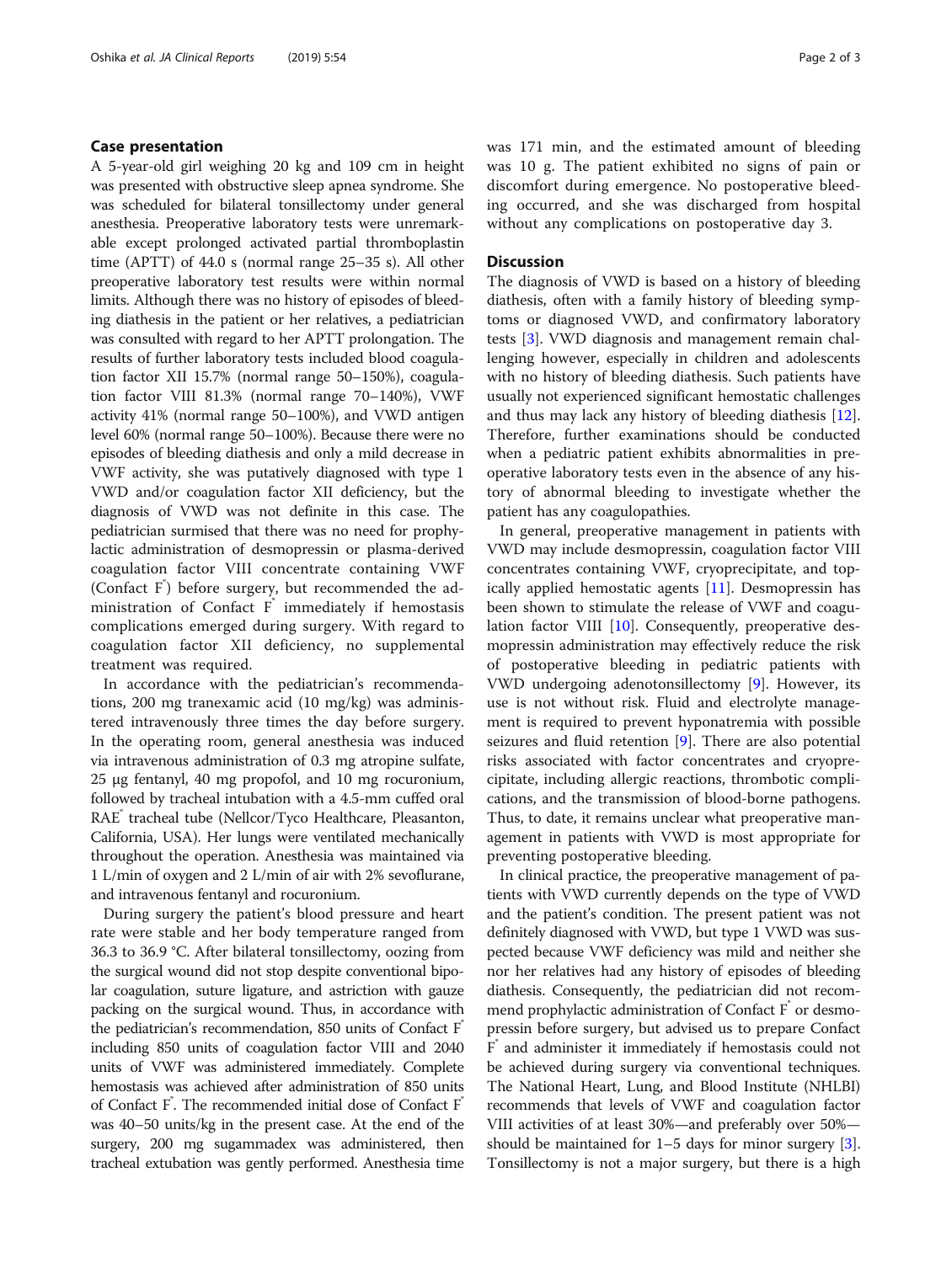## Case presentation

A 5-year-old girl weighing 20 kg and 109 cm in height was presented with obstructive sleep apnea syndrome. She was scheduled for bilateral tonsillectomy under general anesthesia. Preoperative laboratory tests were unremarkable except prolonged activated partial thromboplastin time (APTT) of 44.0 s (normal range 25–35 s). All other preoperative laboratory test results were within normal limits. Although there was no history of episodes of bleeding diathesis in the patient or her relatives, a pediatrician was consulted with regard to her APTT prolongation. The results of further laboratory tests included blood coagulation factor XII 15.7% (normal range 50–150%), coagulation factor VIII 81.3% (normal range 70–140%), VWF activity 41% (normal range 50–100%), and VWD antigen level 60% (normal range 50–100%). Because there were no episodes of bleeding diathesis and only a mild decrease in VWF activity, she was putatively diagnosed with type 1 VWD and/or coagulation factor XII deficiency, but the diagnosis of VWD was not definite in this case. The pediatrician surmised that there was no need for prophylactic administration of desmopressin or plasma-derived coagulation factor VIII concentrate containing VWF (Confact F®) before surgery, but recommended the administration of Confact F® immediately if hemostasis complications emerged during surgery. With regard to coagulation factor XII deficiency, no supplemental treatment was required.

In accordance with the pediatrician's recommendations, 200 mg tranexamic acid (10 mg/kg) was administered intravenously three times the day before surgery. In the operating room, general anesthesia was induced via intravenous administration of 0.3 mg atropine sulfate, 25 μg fentanyl, 40 mg propofol, and 10 mg rocuronium, followed by tracheal intubation with a 4.5-mm cuffed oral RAE® tracheal tube (Nellcor/Tyco Healthcare, Pleasanton, California, USA). Her lungs were ventilated mechanically throughout the operation. Anesthesia was maintained via 1 L/min of oxygen and 2 L/min of air with 2% sevoflurane, and intravenous fentanyl and rocuronium.

During surgery the patient's blood pressure and heart rate were stable and her body temperature ranged from 36.3 to 36.9 °C. After bilateral tonsillectomy, oozing from the surgical wound did not stop despite conventional bipolar coagulation, suture ligature, and astriction with gauze packing on the surgical wound. Thus, in accordance with the pediatrician's recommendation, 850 units of Confact F® including 850 units of coagulation factor VIII and 2040 units of VWF was administered immediately. Complete hemostasis was achieved after administration of 850 units of Confact F®. The recommended initial dose of Confact F® was 40–50 units/kg in the present case. At the end of the surgery, 200 mg sugammadex was administered, then tracheal extubation was gently performed. Anesthesia time was 171 min, and the estimated amount of bleeding was 10 g. The patient exhibited no signs of pain or discomfort during emergence. No postoperative bleeding occurred, and she was discharged from hospital without any complications on postoperative day 3.

## Discussion

The diagnosis of VWD is based on a history of bleeding diathesis, often with a family history of bleeding symptoms or diagnosed VWD, and confirmatory laboratory tests [3]. VWD diagnosis and management remain challenging however, especially in children and adolescents with no history of bleeding diathesis. Such patients have usually not experienced significant hemostatic challenges and thus may lack any history of bleeding diathesis [12]. Therefore, further examinations should be conducted when a pediatric patient exhibits abnormalities in preoperative laboratory tests even in the absence of any history of abnormal bleeding to investigate whether the patient has any coagulopathies.

In general, preoperative management in patients with VWD may include desmopressin, coagulation factor VIII concentrates containing VWF, cryoprecipitate, and topically applied hemostatic agents [11]. Desmopressin has been shown to stimulate the release of VWF and coagulation factor VIII [10]. Consequently, preoperative desmopressin administration may effectively reduce the risk of postoperative bleeding in pediatric patients with VWD undergoing adenotonsillectomy [9]. However, its use is not without risk. Fluid and electrolyte management is required to prevent hyponatremia with possible seizures and fluid retention [9]. There are also potential risks associated with factor concentrates and cryoprecipitate, including allergic reactions, thrombotic complications, and the transmission of blood-borne pathogens. Thus, to date, it remains unclear what preoperative management in patients with VWD is most appropriate for preventing postoperative bleeding.

In clinical practice, the preoperative management of patients with VWD currently depends on the type of VWD and the patient's condition. The present patient was not definitely diagnosed with VWD, but type 1 VWD was suspected because VWF deficiency was mild and neither she nor her relatives had any history of episodes of bleeding diathesis. Consequently, the pediatrician did not recommend prophylactic administration of Confact F® or desmopressin before surgery, but advised us to prepare Confact F® and administer it immediately if hemostasis could not be achieved during surgery via conventional techniques. The National Heart, Lung, and Blood Institute (NHLBI) recommends that levels of VWF and coagulation factor VIII activities of at least 30%—and preferably over 50%—should be maintained for 1–5 days for minor surgery [3]. Tonsillectomy is not a major surgery, but there is a high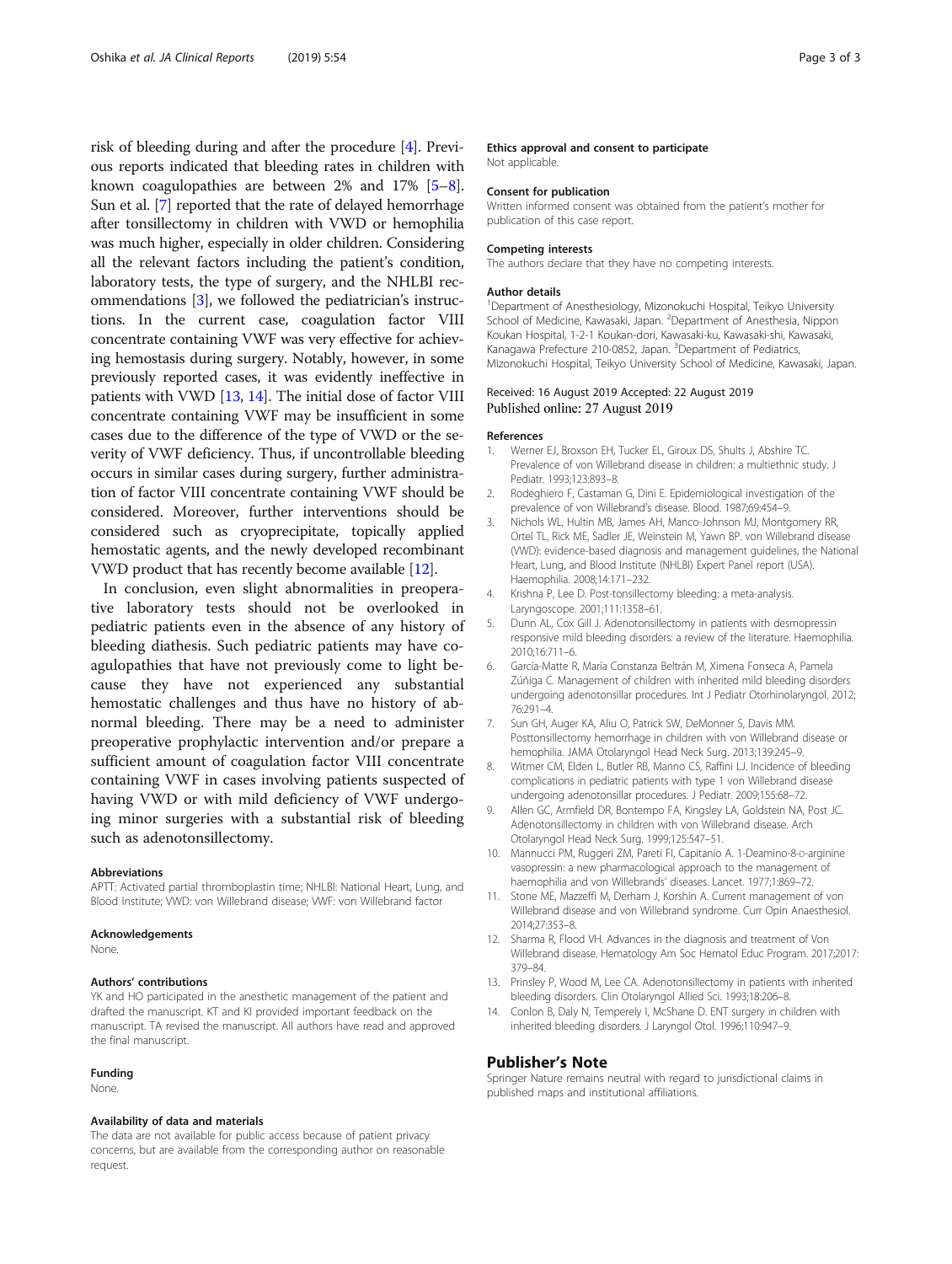risk of bleeding during and after the procedure [4]. Previous reports indicated that bleeding rates in children with known coagulopathies are between 2% and 17% [5–8]. Sun et al. [7] reported that the rate of delayed hemorrhage after tonsillectomy in children with VWD or hemophilia was much higher, especially in older children. Considering all the relevant factors including the patient's condition, laboratory tests, the type of surgery, and the NHLBI recommendations [3], we followed the pediatrician's instructions. In the current case, coagulation factor VIII concentrate containing VWF was very effective for achieving hemostasis during surgery. Notably, however, in some previously reported cases, it was evidently ineffective in patients with VWD [13, 14]. The initial dose of factor VIII concentrate containing VWF may be insufficient in some cases due to the difference of the type of VWD or the severity of VWF deficiency. Thus, if uncontrollable bleeding occurs in similar cases during surgery, further administration of factor VIII concentrate containing VWF should be considered. Moreover, further interventions should be considered such as cryoprecipitate, topically applied hemostatic agents, and the newly developed recombinant VWD product that has recently become available [12].

In conclusion, even slight abnormalities in preoperative laboratory tests should not be overlooked in pediatric patients even in the absence of any history of bleeding diathesis. Such pediatric patients may have coagulopathies that have not previously come to light because they have not experienced any substantial hemostatic challenges and thus have no history of abnormal bleeding. There may be a need to administer preoperative prophylactic intervention and/or prepare a sufficient amount of coagulation factor VIII concentrate containing VWF in cases involving patients suspected of having VWD or with mild deficiency of VWF undergoing minor surgeries with a substantial risk of bleeding such as adenotonsillectomy.

#### Abbreviations

APTT: Activated partial thromboplastin time; NHLBI: National Heart, Lung, and Blood Institute; VWD: von Willebrand disease; VWF: von Willebrand factor

#### Acknowledgements

None.

#### Authors' contributions

YK and HO participated in the anesthetic management of the patient and drafted the manuscript. KT and KI provided important feedback on the manuscript. TA revised the manuscript. All authors have read and approved the final manuscript.

#### Funding

None.

#### Availability of data and materials

The data are not available for public access because of patient privacy concerns, but are available from the corresponding author on reasonable request.

#### Ethics approval and consent to participate

Not applicable.

#### Consent for publication

Written informed consent was obtained from the patient's mother for publication of this case report.

#### Competing interests

The authors declare that they have no competing interests.

#### Author details

[1]Department of Anesthesiology, Mizonokuchi Hospital, Teikyo University School of Medicine, Kawasaki, Japan. [2]Department of Anesthesia, Nippon Koukan Hospital, 1-2-1 Koukan-dori, Kawasaki-ku, Kawasaki-shi, Kawasaki, Kanagawa Prefecture 210-0852, Japan. [3]Department of Pediatrics, Mizonokuchi Hospital, Teikyo University School of Medicine, Kawasaki, Japan.

Received: 16 August 2019 Accepted: 22 August 2019
Published online: 27 August 2019

#### References

1. Werner EJ, Broxson EH, Tucker EL, Giroux DS, Shults J, Abshire TC. Prevalence of von Willebrand disease in children: a multiethnic study. J Pediatr. 1993;123:893–8.
2. Rodeghiero F, Castaman G, Dini E. Epidemiological investigation of the prevalence of von Willebrand's disease. Blood. 1987;69:454–9.
3. Nichols WL, Hultin MB, James AH, Manco-Johnson MJ, Montgomery RR, Ortel TL, Rick ME, Sadler JE, Weinstein M, Yawn BP. von Willebrand disease (VWD): evidence-based diagnosis and management guidelines, the National Heart, Lung, and Blood Institute (NHLBI) Expert Panel report (USA). Haemophilia. 2008;14:171–232.
4. Krishna P, Lee D. Post-tonsillectomy bleeding: a meta-analysis. Laryngoscope. 2001;111:1358–61.
5. Dunn AL, Cox Gill J. Adenotonsillectomy in patients with desmopressin responsive mild bleeding disorders: a review of the literature. Haemophilia. 2010;16:711–6.
6. García-Matte R, María Constanza Beltrán M, Ximena Fonseca A, Pamela Zúñiga C. Management of children with inherited mild bleeding disorders undergoing adenotonsillar procedures. Int J Pediatr Otorhinolaryngol. 2012; 76:291–4.
7. Sun GH, Auger KA, Aliu O, Patrick SW, DeMonner S, Davis MM. Posttonsillectomy hemorrhage in children with von Willebrand disease or hemophilia. JAMA Otolaryngol Head Neck Surg. 2013;139:245–9.
8. Witmer CM, Elden L, Butler RB, Manno CS, Raffini LJ. Incidence of bleeding complications in pediatric patients with type 1 von Willebrand disease undergoing adenotonsillar procedures. J Pediatr. 2009;155:68–72.
9. Allen GC, Armfield DR, Bontempo FA, Kingsley LA, Goldstein NA, Post JC. Adenotonsillectomy in children with von Willebrand disease. Arch Otolaryngol Head Neck Surg. 1999;125:547–51.
10. Mannucci PM, Ruggeri ZM, Pareti FI, Capitanio A. 1-Deamino-8-D-arginine vasopressin: a new pharmacological approach to the management of haemophilia and von Willebrands' diseases. Lancet. 1977;1:869–72.
11. Stone ME, Mazzeffi M, Derham J, Korshin A. Current management of von Willebrand disease and von Willebrand syndrome. Curr Opin Anaesthesiol. 2014;27:353–8.
12. Sharma R, Flood VH. Advances in the diagnosis and treatment of Von Willebrand disease. Hematology Am Soc Hematol Educ Program. 2017;2017: 379–84.
13. Prinsley P, Wood M, Lee CA. Adenotonsillectomy in patients with inherited bleeding disorders. Clin Otolaryngol Allied Sci. 1993;18:206–8.
14. Conlon B, Daly N, Temperely I, McShane D. ENT surgery in children with inherited bleeding disorders. J Laryngol Otol. 1996;110:947–9.

## Publisher's Note

Springer Nature remains neutral with regard to jurisdictional claims in published maps and institutional affiliations.